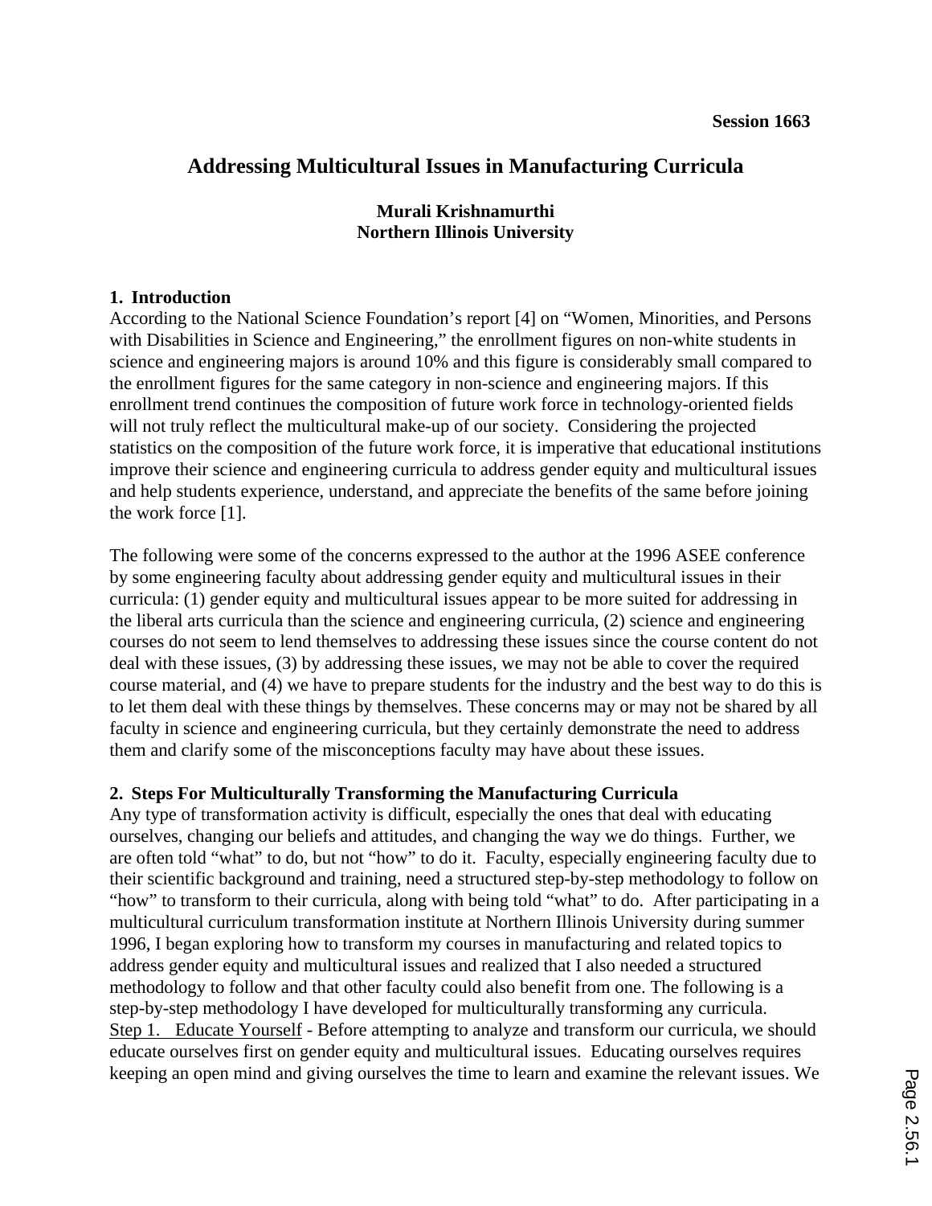Session 1663

# Addressing Multicultural Issues in Manufacturing Curricula

**Murali Krishnamurthi**
**Northern Illinois University**

## 1. Introduction

According to the National Science Foundation's report [4] on "Women, Minorities, and Persons with Disabilities in Science and Engineering," the enrollment figures on non-white students in science and engineering majors is around 10% and this figure is considerably small compared to the enrollment figures for the same category in non-science and engineering majors. If this enrollment trend continues the composition of future work force in technology-oriented fields will not truly reflect the multicultural make-up of our society. Considering the projected statistics on the composition of the future work force, it is imperative that educational institutions improve their science and engineering curricula to address gender equity and multicultural issues and help students experience, understand, and appreciate the benefits of the same before joining the work force [1].

The following were some of the concerns expressed to the author at the 1996 ASEE conference by some engineering faculty about addressing gender equity and multicultural issues in their curricula: (1) gender equity and multicultural issues appear to be more suited for addressing in the liberal arts curricula than the science and engineering curricula, (2) science and engineering courses do not seem to lend themselves to addressing these issues since the course content do not deal with these issues, (3) by addressing these issues, we may not be able to cover the required course material, and (4) we have to prepare students for the industry and the best way to do this is to let them deal with these things by themselves. These concerns may or may not be shared by all faculty in science and engineering curricula, but they certainly demonstrate the need to address them and clarify some of the misconceptions faculty may have about these issues.

## 2. Steps For Multiculturally Transforming the Manufacturing Curricula

Any type of transformation activity is difficult, especially the ones that deal with educating ourselves, changing our beliefs and attitudes, and changing the way we do things. Further, we are often told "what" to do, but not "how" to do it. Faculty, especially engineering faculty due to their scientific background and training, need a structured step-by-step methodology to follow on "how" to transform to their curricula, along with being told "what" to do. After participating in a multicultural curriculum transformation institute at Northern Illinois University during summer 1996, I began exploring how to transform my courses in manufacturing and related topics to address gender equity and multicultural issues and realized that I also needed a structured methodology to follow and that other faculty could also benefit from one. The following is a step-by-step methodology I have developed for multiculturally transforming any curricula.

Step 1. Educate Yourself - Before attempting to analyze and transform our curricula, we should educate ourselves first on gender equity and multicultural issues. Educating ourselves requires keeping an open mind and giving ourselves the time to learn and examine the relevant issues. We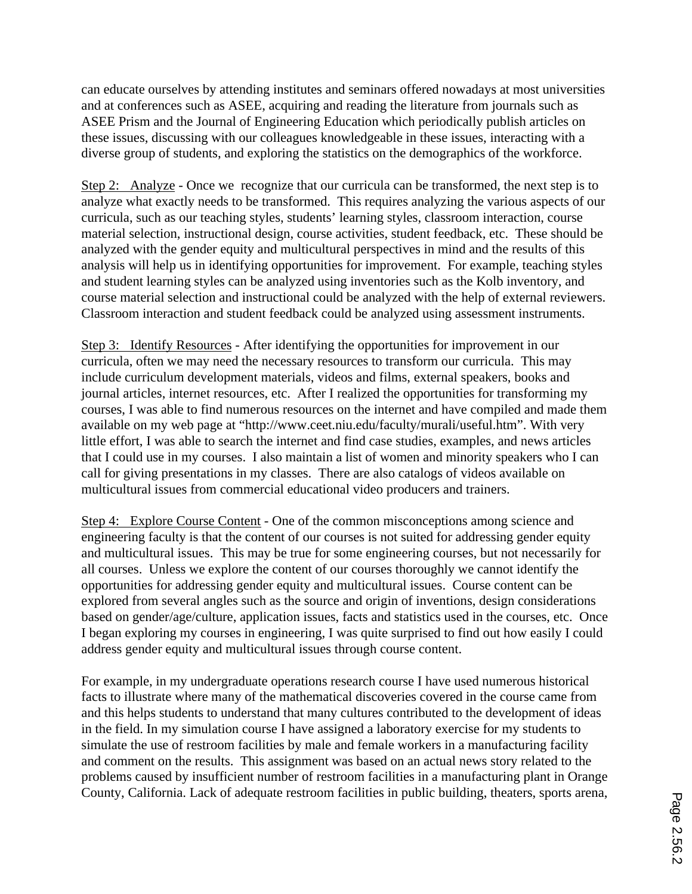can educate ourselves by attending institutes and seminars offered nowadays at most universities and at conferences such as ASEE, acquiring and reading the literature from journals such as ASEE Prism and the Journal of Engineering Education which periodically publish articles on these issues, discussing with our colleagues knowledgeable in these issues, interacting with a diverse group of students, and exploring the statistics on the demographics of the workforce.

<u>Step 2: Analyze</u> - Once we recognize that our curricula can be transformed, the next step is to analyze what exactly needs to be transformed. This requires analyzing the various aspects of our curricula, such as our teaching styles, students' learning styles, classroom interaction, course material selection, instructional design, course activities, student feedback, etc. These should be analyzed with the gender equity and multicultural perspectives in mind and the results of this analysis will help us in identifying opportunities for improvement. For example, teaching styles and student learning styles can be analyzed using inventories such as the Kolb inventory, and course material selection and instructional could be analyzed with the help of external reviewers. Classroom interaction and student feedback could be analyzed using assessment instruments.

<u>Step 3: Identify Resources</u> - After identifying the opportunities for improvement in our curricula, often we may need the necessary resources to transform our curricula. This may include curriculum development materials, videos and films, external speakers, books and journal articles, internet resources, etc. After I realized the opportunities for transforming my courses, I was able to find numerous resources on the internet and have compiled and made them available on my web page at "http://www.ceet.niu.edu/faculty/murali/useful.htm". With very little effort, I was able to search the internet and find case studies, examples, and news articles that I could use in my courses. I also maintain a list of women and minority speakers who I can call for giving presentations in my classes. There are also catalogs of videos available on multicultural issues from commercial educational video producers and trainers.

<u>Step 4: Explore Course Content</u> - One of the common misconceptions among science and engineering faculty is that the content of our courses is not suited for addressing gender equity and multicultural issues. This may be true for some engineering courses, but not necessarily for all courses. Unless we explore the content of our courses thoroughly we cannot identify the opportunities for addressing gender equity and multicultural issues. Course content can be explored from several angles such as the source and origin of inventions, design considerations based on gender/age/culture, application issues, facts and statistics used in the courses, etc. Once I began exploring my courses in engineering, I was quite surprised to find out how easily I could address gender equity and multicultural issues through course content.

For example, in my undergraduate operations research course I have used numerous historical facts to illustrate where many of the mathematical discoveries covered in the course came from and this helps students to understand that many cultures contributed to the development of ideas in the field. In my simulation course I have assigned a laboratory exercise for my students to simulate the use of restroom facilities by male and female workers in a manufacturing facility and comment on the results. This assignment was based on an actual news story related to the problems caused by insufficient number of restroom facilities in a manufacturing plant in Orange County, California. Lack of adequate restroom facilities in public building, theaters, sports arena,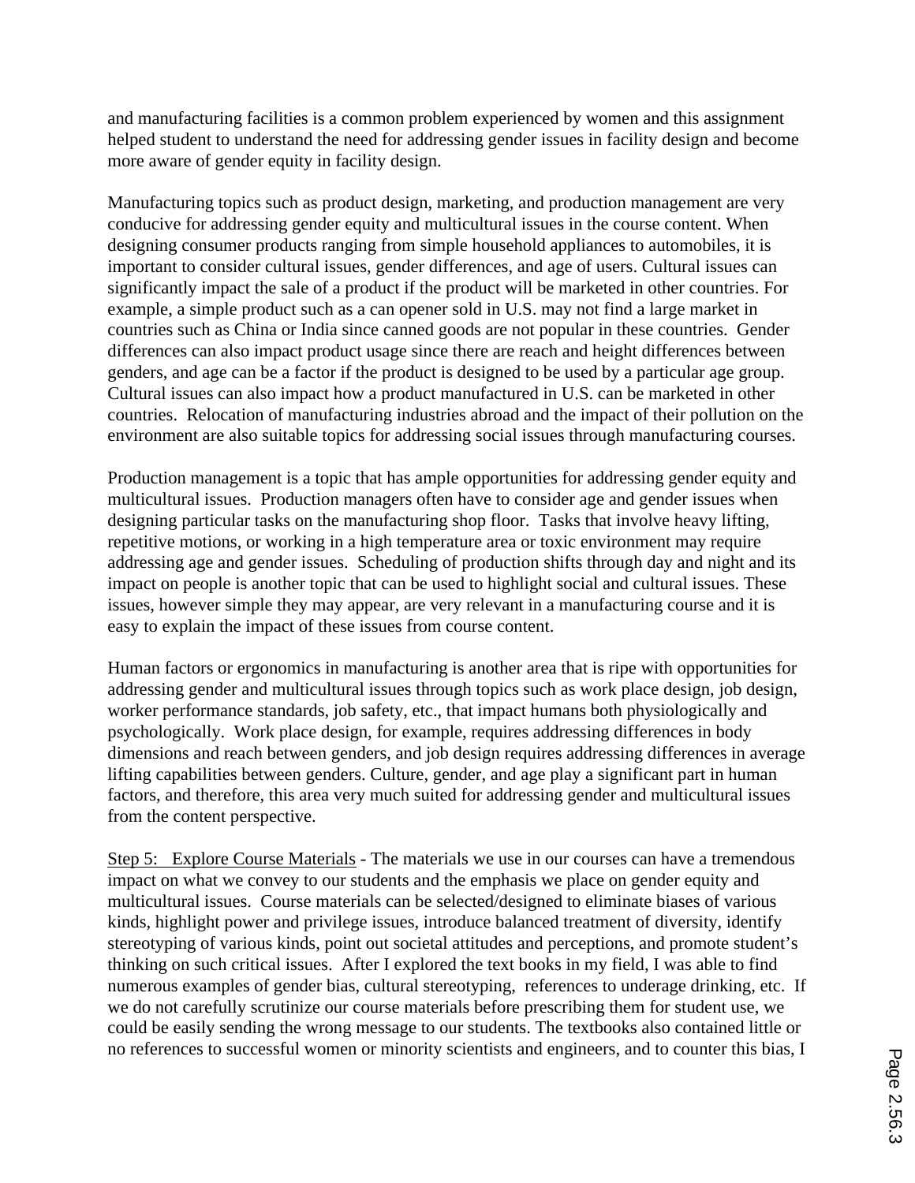and manufacturing facilities is a common problem experienced by women and this assignment helped student to understand the need for addressing gender issues in facility design and become more aware of gender equity in facility design.

Manufacturing topics such as product design, marketing, and production management are very conducive for addressing gender equity and multicultural issues in the course content. When designing consumer products ranging from simple household appliances to automobiles, it is important to consider cultural issues, gender differences, and age of users. Cultural issues can significantly impact the sale of a product if the product will be marketed in other countries. For example, a simple product such as a can opener sold in U.S. may not find a large market in countries such as China or India since canned goods are not popular in these countries. Gender differences can also impact product usage since there are reach and height differences between genders, and age can be a factor if the product is designed to be used by a particular age group. Cultural issues can also impact how a product manufactured in U.S. can be marketed in other countries. Relocation of manufacturing industries abroad and the impact of their pollution on the environment are also suitable topics for addressing social issues through manufacturing courses.

Production management is a topic that has ample opportunities for addressing gender equity and multicultural issues. Production managers often have to consider age and gender issues when designing particular tasks on the manufacturing shop floor. Tasks that involve heavy lifting, repetitive motions, or working in a high temperature area or toxic environment may require addressing age and gender issues. Scheduling of production shifts through day and night and its impact on people is another topic that can be used to highlight social and cultural issues. These issues, however simple they may appear, are very relevant in a manufacturing course and it is easy to explain the impact of these issues from course content.

Human factors or ergonomics in manufacturing is another area that is ripe with opportunities for addressing gender and multicultural issues through topics such as work place design, job design, worker performance standards, job safety, etc., that impact humans both physiologically and psychologically. Work place design, for example, requires addressing differences in body dimensions and reach between genders, and job design requires addressing differences in average lifting capabilities between genders. Culture, gender, and age play a significant part in human factors, and therefore, this area very much suited for addressing gender and multicultural issues from the content perspective.

<u>Step 5: Explore Course Materials</u> - The materials we use in our courses can have a tremendous impact on what we convey to our students and the emphasis we place on gender equity and multicultural issues. Course materials can be selected/designed to eliminate biases of various kinds, highlight power and privilege issues, introduce balanced treatment of diversity, identify stereotyping of various kinds, point out societal attitudes and perceptions, and promote student's thinking on such critical issues. After I explored the text books in my field, I was able to find numerous examples of gender bias, cultural stereotyping, references to underage drinking, etc. If we do not carefully scrutinize our course materials before prescribing them for student use, we could be easily sending the wrong message to our students. The textbooks also contained little or no references to successful women or minority scientists and engineers, and to counter this bias, I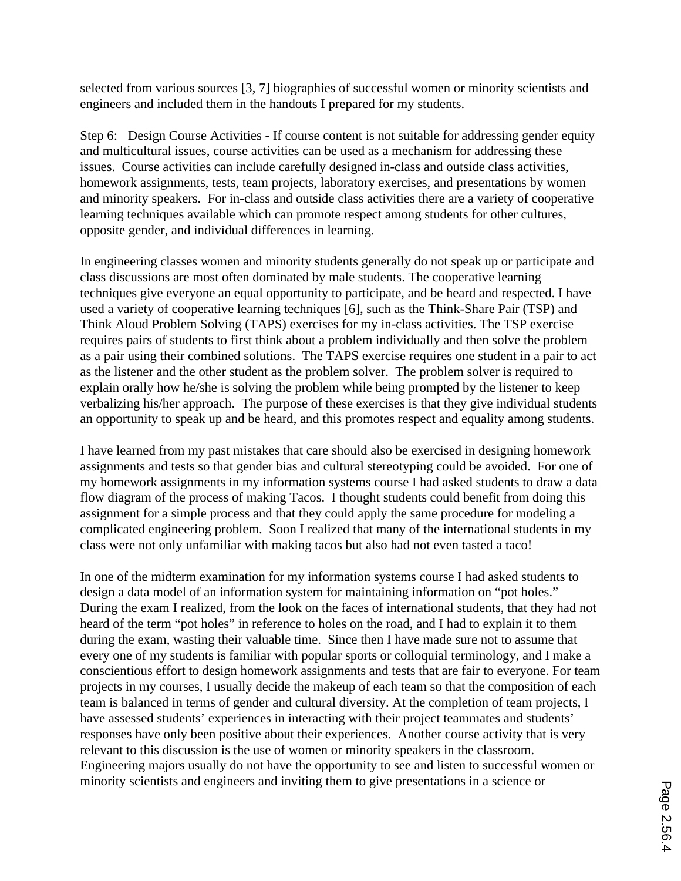selected from various sources [3, 7] biographies of successful women or minority scientists and engineers and included them in the handouts I prepared for my students.

Step 6: Design Course Activities - If course content is not suitable for addressing gender equity and multicultural issues, course activities can be used as a mechanism for addressing these issues. Course activities can include carefully designed in-class and outside class activities, homework assignments, tests, team projects, laboratory exercises, and presentations by women and minority speakers. For in-class and outside class activities there are a variety of cooperative learning techniques available which can promote respect among students for other cultures, opposite gender, and individual differences in learning.

In engineering classes women and minority students generally do not speak up or participate and class discussions are most often dominated by male students. The cooperative learning techniques give everyone an equal opportunity to participate, and be heard and respected. I have used a variety of cooperative learning techniques [6], such as the Think-Share Pair (TSP) and Think Aloud Problem Solving (TAPS) exercises for my in-class activities. The TSP exercise requires pairs of students to first think about a problem individually and then solve the problem as a pair using their combined solutions. The TAPS exercise requires one student in a pair to act as the listener and the other student as the problem solver. The problem solver is required to explain orally how he/she is solving the problem while being prompted by the listener to keep verbalizing his/her approach. The purpose of these exercises is that they give individual students an opportunity to speak up and be heard, and this promotes respect and equality among students.

I have learned from my past mistakes that care should also be exercised in designing homework assignments and tests so that gender bias and cultural stereotyping could be avoided. For one of my homework assignments in my information systems course I had asked students to draw a data flow diagram of the process of making Tacos. I thought students could benefit from doing this assignment for a simple process and that they could apply the same procedure for modeling a complicated engineering problem. Soon I realized that many of the international students in my class were not only unfamiliar with making tacos but also had not even tasted a taco!

In one of the midterm examination for my information systems course I had asked students to design a data model of an information system for maintaining information on "pot holes." During the exam I realized, from the look on the faces of international students, that they had not heard of the term "pot holes" in reference to holes on the road, and I had to explain it to them during the exam, wasting their valuable time. Since then I have made sure not to assume that every one of my students is familiar with popular sports or colloquial terminology, and I make a conscientious effort to design homework assignments and tests that are fair to everyone. For team projects in my courses, I usually decide the makeup of each team so that the composition of each team is balanced in terms of gender and cultural diversity. At the completion of team projects, I have assessed students' experiences in interacting with their project teammates and students' responses have only been positive about their experiences. Another course activity that is very relevant to this discussion is the use of women or minority speakers in the classroom. Engineering majors usually do not have the opportunity to see and listen to successful women or minority scientists and engineers and inviting them to give presentations in a science or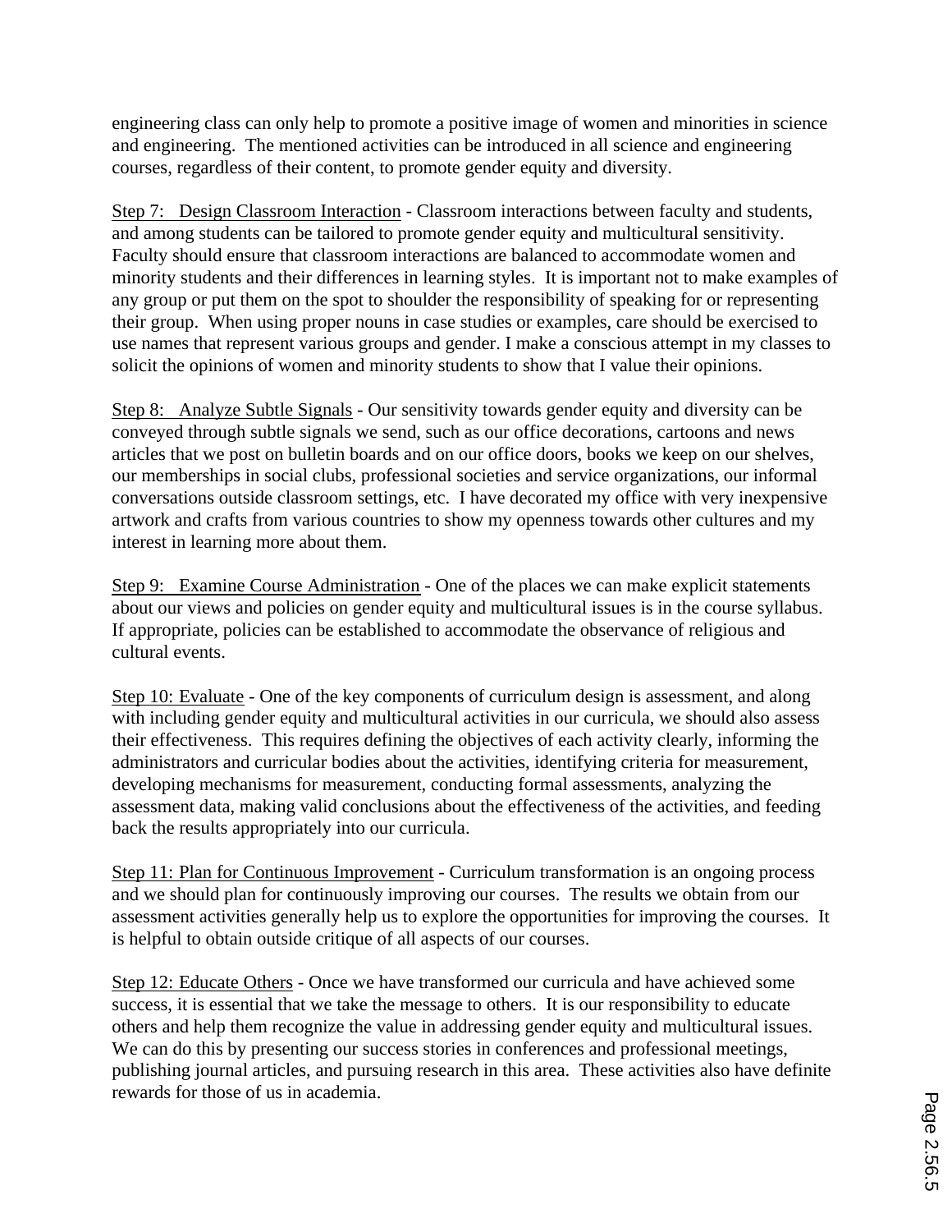engineering class can only help to promote a positive image of women and minorities in science and engineering. The mentioned activities can be introduced in all science and engineering courses, regardless of their content, to promote gender equity and diversity.

Step 7: Design Classroom Interaction - Classroom interactions between faculty and students, and among students can be tailored to promote gender equity and multicultural sensitivity. Faculty should ensure that classroom interactions are balanced to accommodate women and minority students and their differences in learning styles. It is important not to make examples of any group or put them on the spot to shoulder the responsibility of speaking for or representing their group. When using proper nouns in case studies or examples, care should be exercised to use names that represent various groups and gender. I make a conscious attempt in my classes to solicit the opinions of women and minority students to show that I value their opinions.

Step 8: Analyze Subtle Signals - Our sensitivity towards gender equity and diversity can be conveyed through subtle signals we send, such as our office decorations, cartoons and news articles that we post on bulletin boards and on our office doors, books we keep on our shelves, our memberships in social clubs, professional societies and service organizations, our informal conversations outside classroom settings, etc. I have decorated my office with very inexpensive artwork and crafts from various countries to show my openness towards other cultures and my interest in learning more about them.

Step 9: Examine Course Administration - One of the places we can make explicit statements about our views and policies on gender equity and multicultural issues is in the course syllabus. If appropriate, policies can be established to accommodate the observance of religious and cultural events.

Step 10: Evaluate - One of the key components of curriculum design is assessment, and along with including gender equity and multicultural activities in our curricula, we should also assess their effectiveness. This requires defining the objectives of each activity clearly, informing the administrators and curricular bodies about the activities, identifying criteria for measurement, developing mechanisms for measurement, conducting formal assessments, analyzing the assessment data, making valid conclusions about the effectiveness of the activities, and feeding back the results appropriately into our curricula.

Step 11: Plan for Continuous Improvement - Curriculum transformation is an ongoing process and we should plan for continuously improving our courses. The results we obtain from our assessment activities generally help us to explore the opportunities for improving the courses. It is helpful to obtain outside critique of all aspects of our courses.

Step 12: Educate Others - Once we have transformed our curricula and have achieved some success, it is essential that we take the message to others. It is our responsibility to educate others and help them recognize the value in addressing gender equity and multicultural issues. We can do this by presenting our success stories in conferences and professional meetings, publishing journal articles, and pursuing research in this area. These activities also have definite rewards for those of us in academia.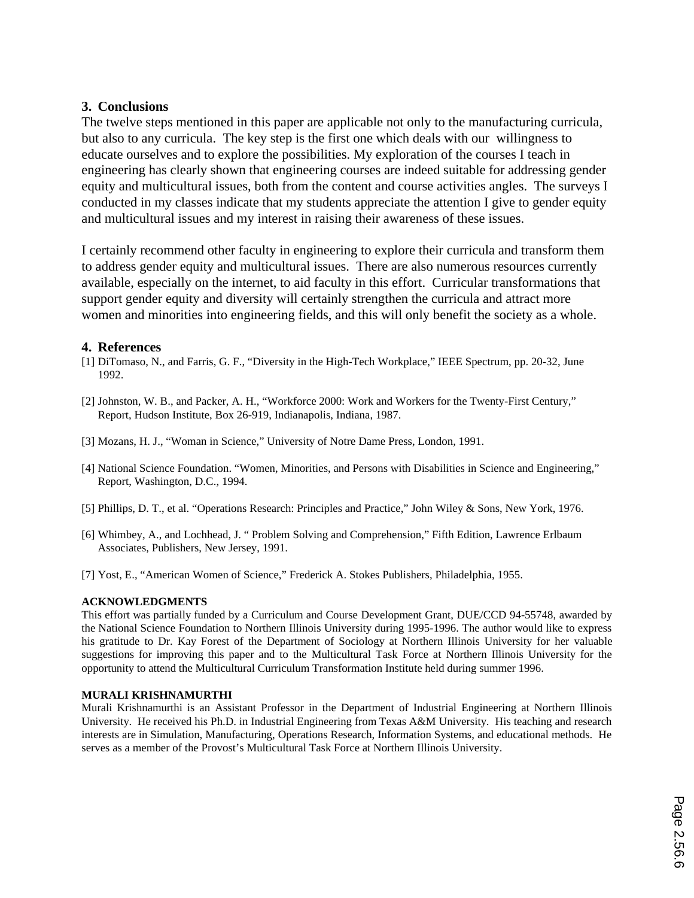## 3. Conclusions

The twelve steps mentioned in this paper are applicable not only to the manufacturing curricula, but also to any curricula. The key step is the first one which deals with our willingness to educate ourselves and to explore the possibilities. My exploration of the courses I teach in engineering has clearly shown that engineering courses are indeed suitable for addressing gender equity and multicultural issues, both from the content and course activities angles. The surveys I conducted in my classes indicate that my students appreciate the attention I give to gender equity and multicultural issues and my interest in raising their awareness of these issues.

I certainly recommend other faculty in engineering to explore their curricula and transform them to address gender equity and multicultural issues. There are also numerous resources currently available, especially on the internet, to aid faculty in this effort. Curricular transformations that support gender equity and diversity will certainly strengthen the curricula and attract more women and minorities into engineering fields, and this will only benefit the society as a whole.

## 4. References

[1] DiTomaso, N., and Farris, G. F., "Diversity in the High-Tech Workplace," IEEE Spectrum, pp. 20-32, June 1992.

[2] Johnston, W. B., and Packer, A. H., "Workforce 2000: Work and Workers for the Twenty-First Century," Report, Hudson Institute, Box 26-919, Indianapolis, Indiana, 1987.

[3] Mozans, H. J., "Woman in Science," University of Notre Dame Press, London, 1991.

[4] National Science Foundation. "Women, Minorities, and Persons with Disabilities in Science and Engineering," Report, Washington, D.C., 1994.

[5] Phillips, D. T., et al. "Operations Research: Principles and Practice," John Wiley & Sons, New York, 1976.

[6] Whimbey, A., and Lochhead, J. " Problem Solving and Comprehension," Fifth Edition, Lawrence Erlbaum Associates, Publishers, New Jersey, 1991.

[7] Yost, E., "American Women of Science," Frederick A. Stokes Publishers, Philadelphia, 1955.

**ACKNOWLEDGMENTS**

This effort was partially funded by a Curriculum and Course Development Grant, DUE/CCD 94-55748, awarded by the National Science Foundation to Northern Illinois University during 1995-1996. The author would like to express his gratitude to Dr. Kay Forest of the Department of Sociology at Northern Illinois University for her valuable suggestions for improving this paper and to the Multicultural Task Force at Northern Illinois University for the opportunity to attend the Multicultural Curriculum Transformation Institute held during summer 1996.

**MURALI KRISHNAMURTHI**

Murali Krishnamurthi is an Assistant Professor in the Department of Industrial Engineering at Northern Illinois University. He received his Ph.D. in Industrial Engineering from Texas A&M University. His teaching and research interests are in Simulation, Manufacturing, Operations Research, Information Systems, and educational methods. He serves as a member of the Provost's Multicultural Task Force at Northern Illinois University.